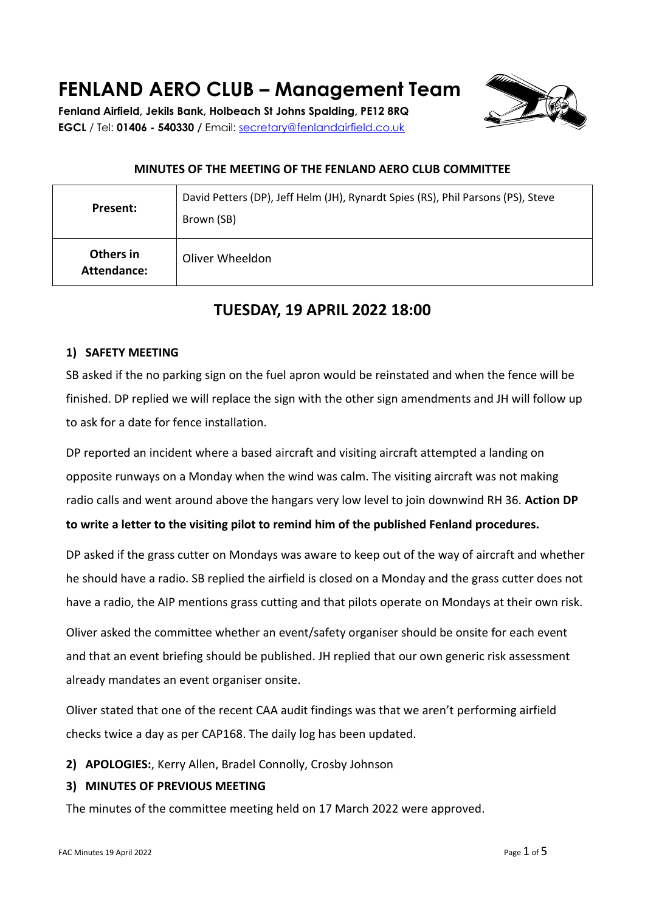# FENLAND AERO CLUB – Management Team

**Fenland Airfield, Jekils Bank, Holbeach St Johns Spalding, PE12 8RQ**
**EGCL** / Tel: **01406 - 540330** / Email: secretary@fenlandairfield.co.uk

## MINUTES OF THE MEETING OF THE FENLAND AERO CLUB COMMITTEE

| | |
|---|---|
| **Present:** | David Petters (DP), Jeff Helm (JH), Rynardt Spies (RS), Phil Parsons (PS), Steve Brown (SB) |
| **Others in Attendance:** | Oliver Wheeldon |

## TUESDAY, 19 APRIL 2022 18:00

### 1) SAFETY MEETING

SB asked if the no parking sign on the fuel apron would be reinstated and when the fence will be finished. DP replied we will replace the sign with the other sign amendments and JH will follow up to ask for a date for fence installation.

DP reported an incident where a based aircraft and visiting aircraft attempted a landing on opposite runways on a Monday when the wind was calm. The visiting aircraft was not making radio calls and went around above the hangars very low level to join downwind RH 36. **Action DP to write a letter to the visiting pilot to remind him of the published Fenland procedures.**

DP asked if the grass cutter on Mondays was aware to keep out of the way of aircraft and whether he should have a radio. SB replied the airfield is closed on a Monday and the grass cutter does not have a radio, the AIP mentions grass cutting and that pilots operate on Mondays at their own risk.

Oliver asked the committee whether an event/safety organiser should be onsite for each event and that an event briefing should be published. JH replied that our own generic risk assessment already mandates an event organiser onsite.

Oliver stated that one of the recent CAA audit findings was that we aren't performing airfield checks twice a day as per CAP168. The daily log has been updated.

### 2) APOLOGIES:, Kerry Allen, Bradel Connolly, Crosby Johnson

### 3) MINUTES OF PREVIOUS MEETING

The minutes of the committee meeting held on 17 March 2022 were approved.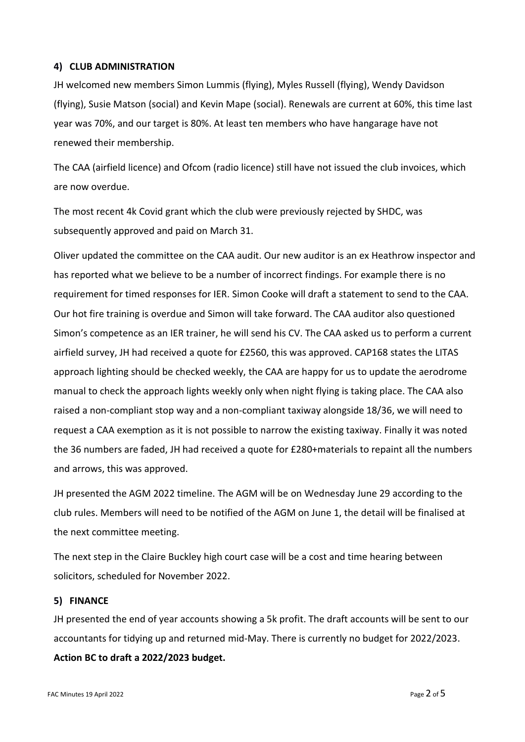#### 4) CLUB ADMINISTRATION

JH welcomed new members Simon Lummis (flying), Myles Russell (flying), Wendy Davidson (flying), Susie Matson (social) and Kevin Mape (social). Renewals are current at 60%, this time last year was 70%, and our target is 80%. At least ten members who have hangarage have not renewed their membership.

The CAA (airfield licence) and Ofcom (radio licence) still have not issued the club invoices, which are now overdue.

The most recent 4k Covid grant which the club were previously rejected by SHDC, was subsequently approved and paid on March 31.

Oliver updated the committee on the CAA audit. Our new auditor is an ex Heathrow inspector and has reported what we believe to be a number of incorrect findings. For example there is no requirement for timed responses for IER. Simon Cooke will draft a statement to send to the CAA. Our hot fire training is overdue and Simon will take forward. The CAA auditor also questioned Simon's competence as an IER trainer, he will send his CV. The CAA asked us to perform a current airfield survey, JH had received a quote for £2560, this was approved. CAP168 states the LITAS approach lighting should be checked weekly, the CAA are happy for us to update the aerodrome manual to check the approach lights weekly only when night flying is taking place. The CAA also raised a non-compliant stop way and a non-compliant taxiway alongside 18/36, we will need to request a CAA exemption as it is not possible to narrow the existing taxiway. Finally it was noted the 36 numbers are faded, JH had received a quote for £280+materials to repaint all the numbers and arrows, this was approved.

JH presented the AGM 2022 timeline. The AGM will be on Wednesday June 29 according to the club rules. Members will need to be notified of the AGM on June 1, the detail will be finalised at the next committee meeting.

The next step in the Claire Buckley high court case will be a cost and time hearing between solicitors, scheduled for November 2022.

#### 5) FINANCE

JH presented the end of year accounts showing a 5k profit. The draft accounts will be sent to our accountants for tidying up and returned mid-May. There is currently no budget for 2022/2023.

**Action BC to draft a 2022/2023 budget.**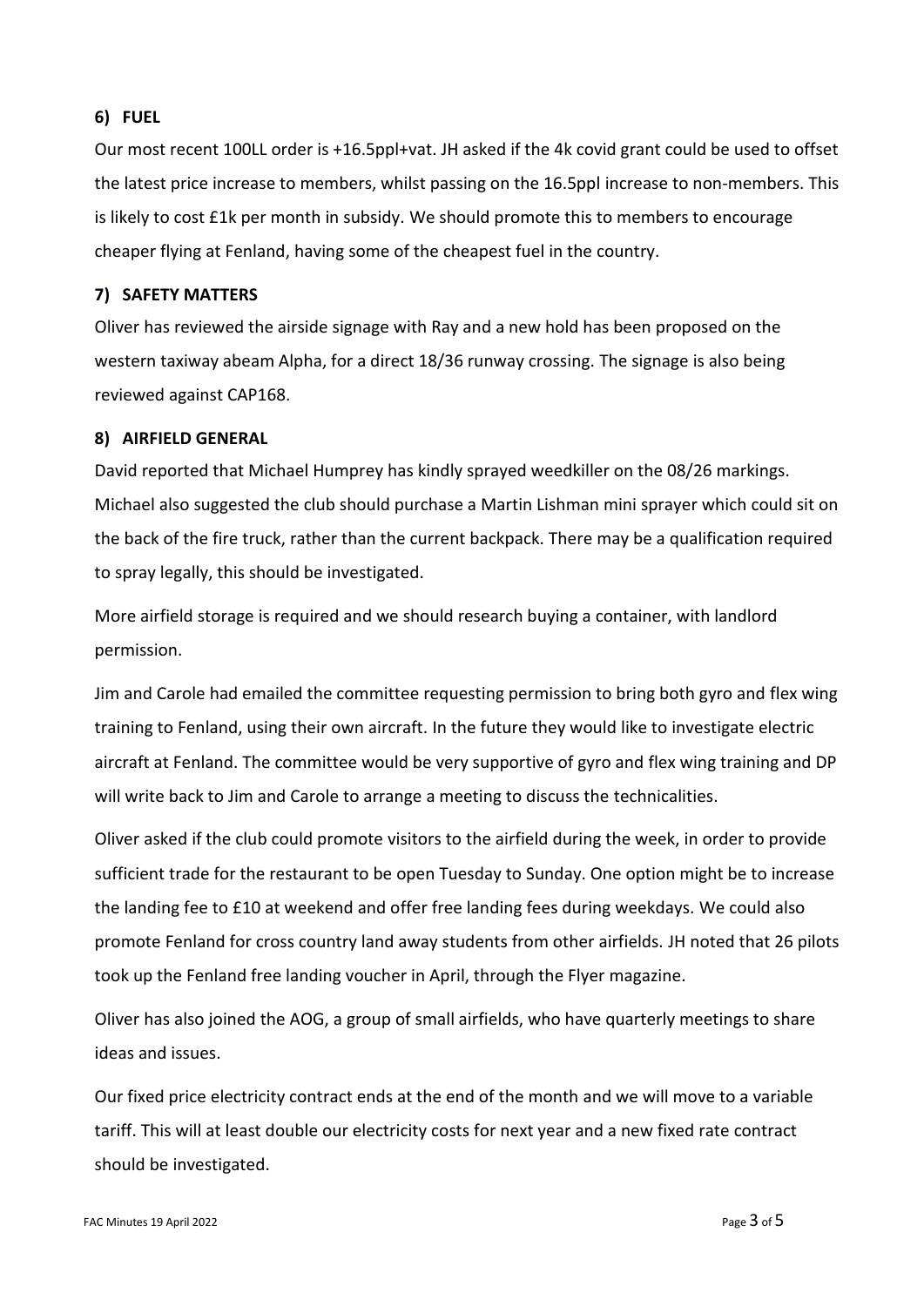### 6) FUEL

Our most recent 100LL order is +16.5ppl+vat. JH asked if the 4k covid grant could be used to offset the latest price increase to members, whilst passing on the 16.5ppl increase to non-members. This is likely to cost £1k per month in subsidy. We should promote this to members to encourage cheaper flying at Fenland, having some of the cheapest fuel in the country.

### 7) SAFETY MATTERS

Oliver has reviewed the airside signage with Ray and a new hold has been proposed on the western taxiway abeam Alpha, for a direct 18/36 runway crossing. The signage is also being reviewed against CAP168.

### 8) AIRFIELD GENERAL

David reported that Michael Humprey has kindly sprayed weedkiller on the 08/26 markings. Michael also suggested the club should purchase a Martin Lishman mini sprayer which could sit on the back of the fire truck, rather than the current backpack. There may be a qualification required to spray legally, this should be investigated.

More airfield storage is required and we should research buying a container, with landlord permission.

Jim and Carole had emailed the committee requesting permission to bring both gyro and flex wing training to Fenland, using their own aircraft. In the future they would like to investigate electric aircraft at Fenland. The committee would be very supportive of gyro and flex wing training and DP will write back to Jim and Carole to arrange a meeting to discuss the technicalities.

Oliver asked if the club could promote visitors to the airfield during the week, in order to provide sufficient trade for the restaurant to be open Tuesday to Sunday. One option might be to increase the landing fee to £10 at weekend and offer free landing fees during weekdays. We could also promote Fenland for cross country land away students from other airfields. JH noted that 26 pilots took up the Fenland free landing voucher in April, through the Flyer magazine.

Oliver has also joined the AOG, a group of small airfields, who have quarterly meetings to share ideas and issues.

Our fixed price electricity contract ends at the end of the month and we will move to a variable tariff. This will at least double our electricity costs for next year and a new fixed rate contract should be investigated.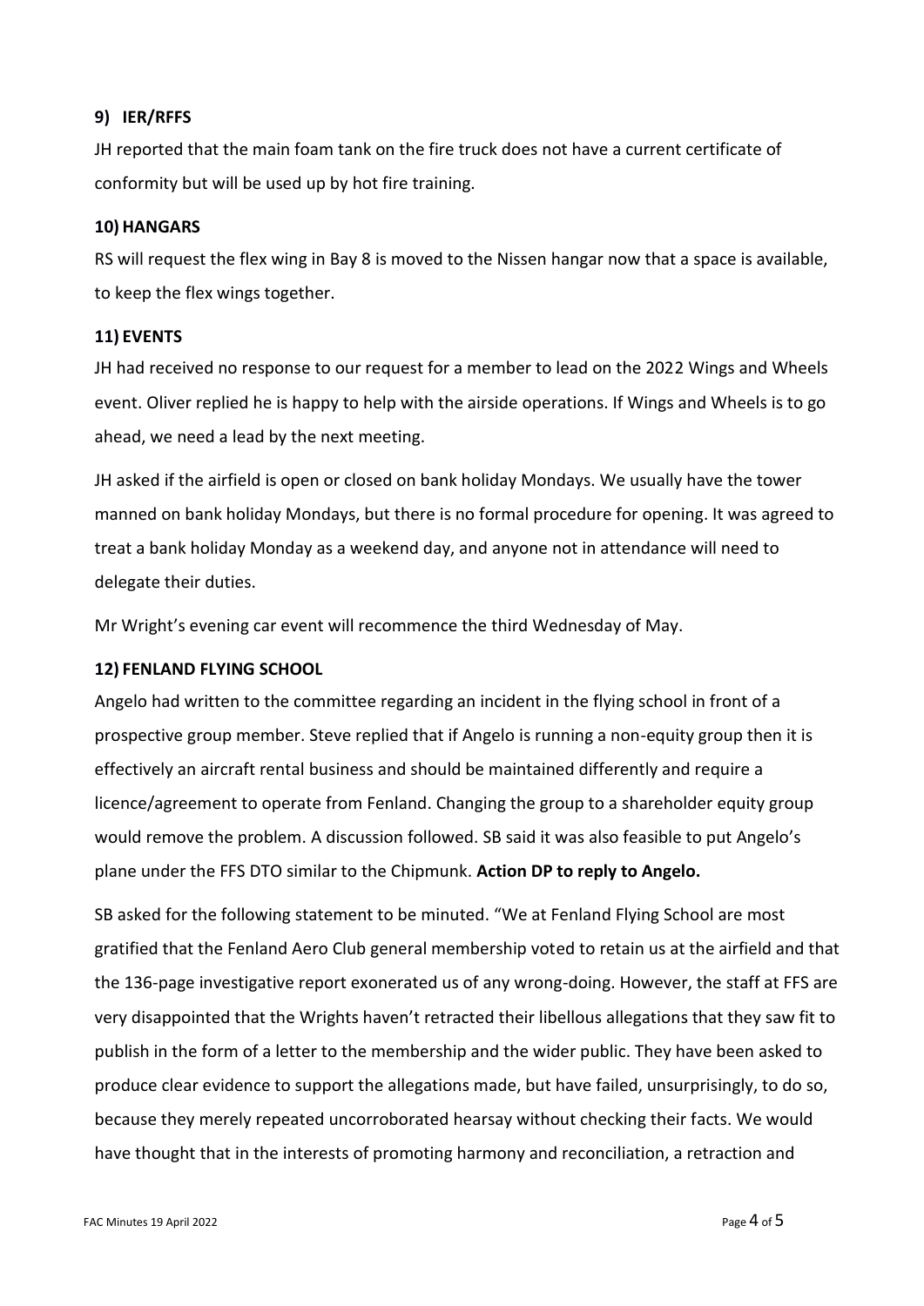### 9) IER/RFFS

JH reported that the main foam tank on the fire truck does not have a current certificate of conformity but will be used up by hot fire training.

### 10) HANGARS

RS will request the flex wing in Bay 8 is moved to the Nissen hangar now that a space is available, to keep the flex wings together.

### 11) EVENTS

JH had received no response to our request for a member to lead on the 2022 Wings and Wheels event. Oliver replied he is happy to help with the airside operations. If Wings and Wheels is to go ahead, we need a lead by the next meeting.

JH asked if the airfield is open or closed on bank holiday Mondays. We usually have the tower manned on bank holiday Mondays, but there is no formal procedure for opening. It was agreed to treat a bank holiday Monday as a weekend day, and anyone not in attendance will need to delegate their duties.

Mr Wright's evening car event will recommence the third Wednesday of May.

### 12) FENLAND FLYING SCHOOL

Angelo had written to the committee regarding an incident in the flying school in front of a prospective group member. Steve replied that if Angelo is running a non-equity group then it is effectively an aircraft rental business and should be maintained differently and require a licence/agreement to operate from Fenland. Changing the group to a shareholder equity group would remove the problem. A discussion followed. SB said it was also feasible to put Angelo's plane under the FFS DTO similar to the Chipmunk. **Action DP to reply to Angelo.**

SB asked for the following statement to be minuted. "We at Fenland Flying School are most gratified that the Fenland Aero Club general membership voted to retain us at the airfield and that the 136-page investigative report exonerated us of any wrong-doing. However, the staff at FFS are very disappointed that the Wrights haven't retracted their libellous allegations that they saw fit to publish in the form of a letter to the membership and the wider public. They have been asked to produce clear evidence to support the allegations made, but have failed, unsurprisingly, to do so, because they merely repeated uncorroborated hearsay without checking their facts. We would have thought that in the interests of promoting harmony and reconciliation, a retraction and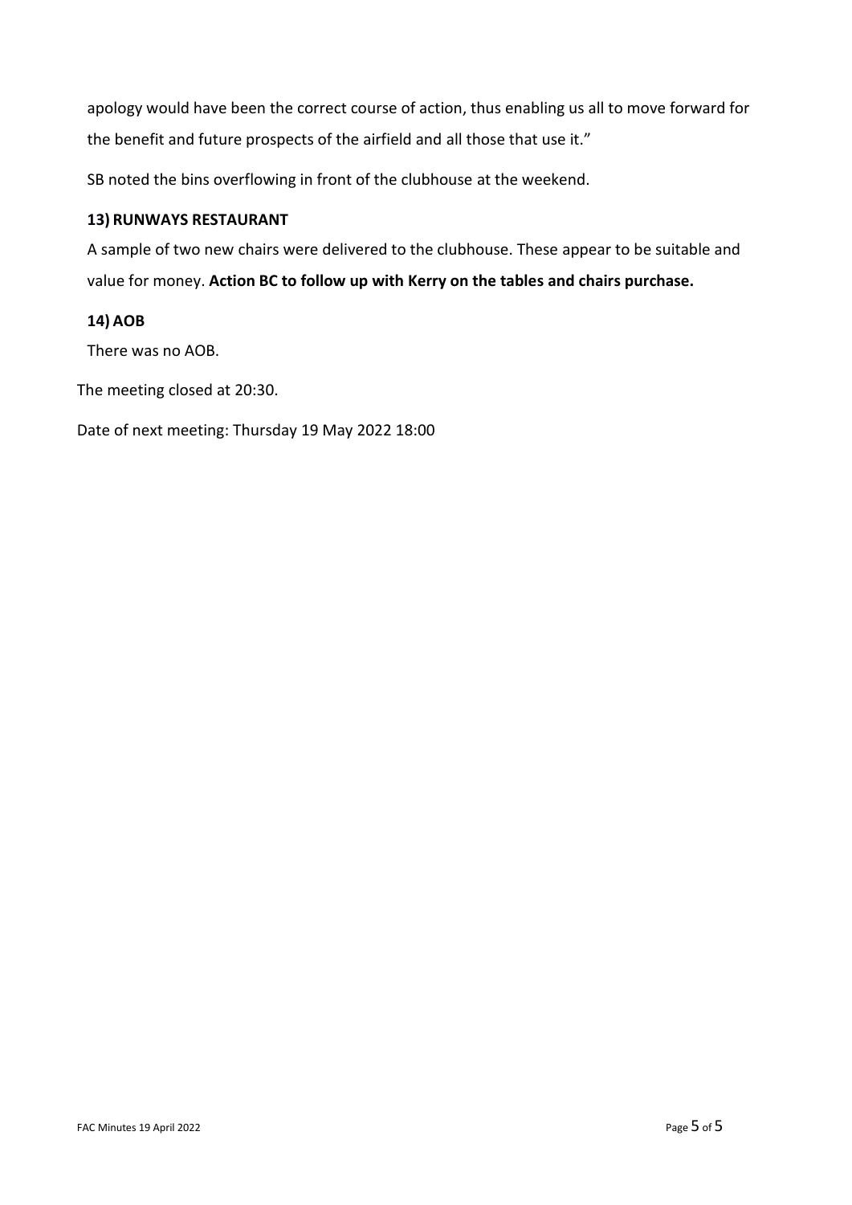apology would have been the correct course of action, thus enabling us all to move forward for the benefit and future prospects of the airfield and all those that use it."

SB noted the bins overflowing in front of the clubhouse at the weekend.

### 13) RUNWAYS RESTAURANT

A sample of two new chairs were delivered to the clubhouse. These appear to be suitable and value for money. **Action BC to follow up with Kerry on the tables and chairs purchase.**

### 14) AOB

There was no AOB.

The meeting closed at 20:30.

Date of next meeting: Thursday 19 May 2022 18:00